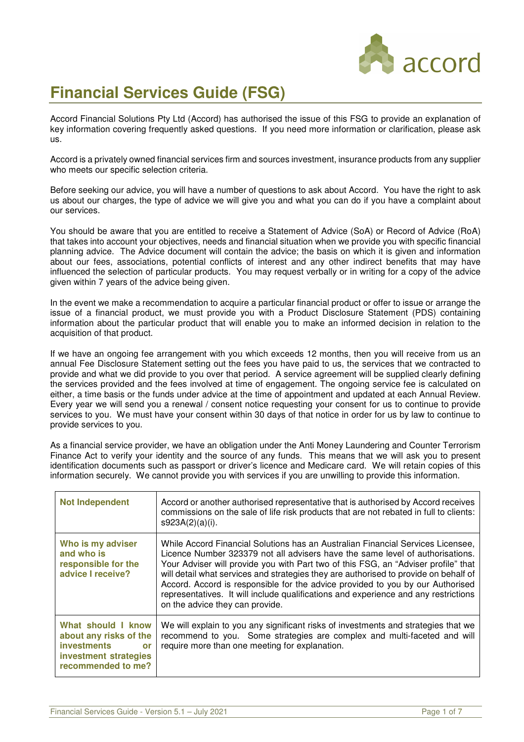# Financial Services Guide (FSG)

Accord Financial Solutions Pty Ltd (Accord) has authorised the issue of this FSG to provide an explanation of key information covering frequently asked questions. If you need more information or clarification, please ask us.

Accord is a privately owned financial services firm and sources investment, insurance products from any supplier who meets our specific selection criteria.

Before seeking our advice, you will have a number of questions to ask about Accord. You have the right to ask us about our charges, the type of advice we will give you and what you can do if you have a complaint about our services.

You should be aware that you are entitled to receive a Statement of Advice (SoA) or Record of Advice (RoA) that takes into account your objectives, needs and financial situation when we provide you with specific financial planning advice. The Advice document will contain the advice; the basis on which it is given and information about our fees, associations, potential conflicts of interest and any other indirect benefits that may have influenced the selection of particular products. You may request verbally or in writing for a copy of the advice given within 7 years of the advice being given.

In the event we make a recommendation to acquire a particular financial product or offer to issue or arrange the issue of a financial product, we must provide you with a Product Disclosure Statement (PDS) containing information about the particular product that will enable you to make an informed decision in relation to the acquisition of that product.

If we have an ongoing fee arrangement with you which exceeds 12 months, then you will receive from us an annual Fee Disclosure Statement setting out the fees you have paid to us, the services that we contracted to provide and what we did provide to you over that period. A service agreement will be supplied clearly defining the services provided and the fees involved at time of engagement. The ongoing service fee is calculated on either, a time basis or the funds under advice at the time of appointment and updated at each Annual Review. Every year we will send you a renewal / consent notice requesting your consent for us to continue to provide services to you. We must have your consent within 30 days of that notice in order for us by law to continue to provide services to you.

As a financial service provider, we have an obligation under the Anti Money Laundering and Counter Terrorism Finance Act to verify your identity and the source of any funds. This means that we will ask you to present identification documents such as passport or driver's licence and Medicare card. We will retain copies of this information securely. We cannot provide you with services if you are unwilling to provide this information.

| | |
|---|---|
| **Not Independent** | Accord or another authorised representative that is authorised by Accord receives commissions on the sale of life risk products that are not rebated in full to clients: s923A(2)(a)(i). |
| **Who is my adviser and who is responsible for the advice I receive?** | While Accord Financial Solutions has an Australian Financial Services Licensee, Licence Number 323379 not all advisers have the same level of authorisations. Your Adviser will provide you with Part two of this FSG, an "Adviser profile" that will detail what services and strategies they are authorised to provide on behalf of Accord. Accord is responsible for the advice provided to you by our Authorised representatives. It will include qualifications and experience and any restrictions on the advice they can provide. |
| **What should I know about any risks of the investments or investment strategies recommended to me?** | We will explain to you any significant risks of investments and strategies that we recommend to you. Some strategies are complex and multi-faceted and will require more than one meeting for explanation. |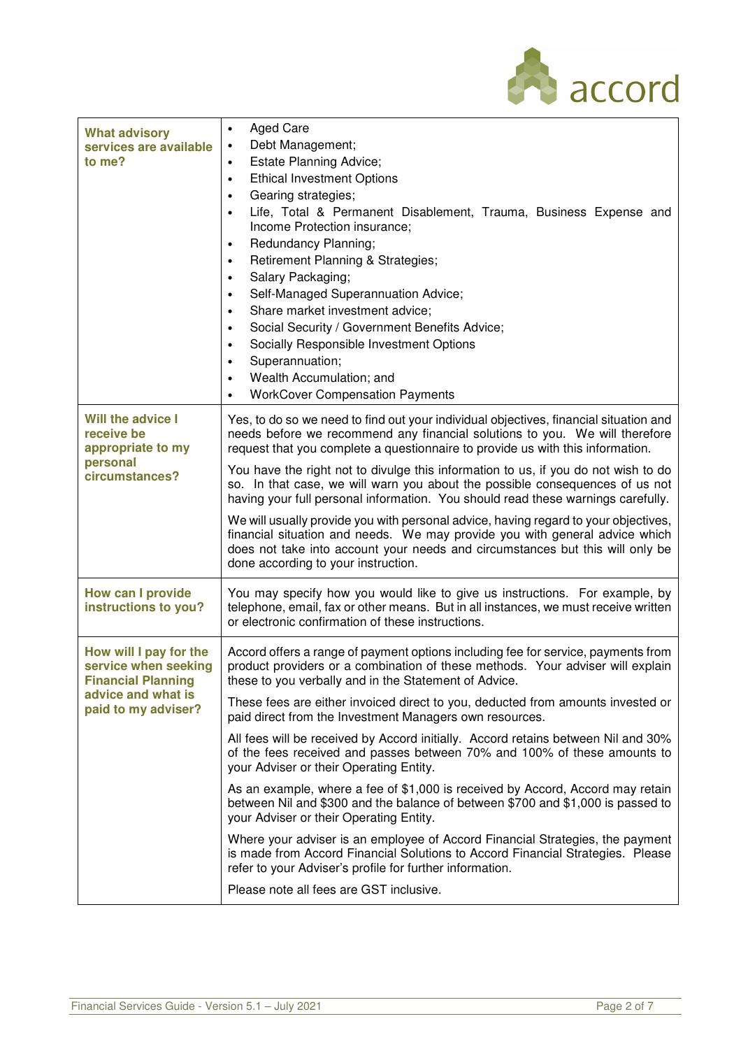| | |
|---|---|
| **What advisory services are available to me?** | • Aged Care<br>• Debt Management;<br>• Estate Planning Advice;<br>• Ethical Investment Options<br>• Gearing strategies;<br>• Life, Total & Permanent Disablement, Trauma, Business Expense and Income Protection insurance;<br>• Redundancy Planning;<br>• Retirement Planning & Strategies;<br>• Salary Packaging;<br>• Self-Managed Superannuation Advice;<br>• Share market investment advice;<br>• Social Security / Government Benefits Advice;<br>• Socially Responsible Investment Options<br>• Superannuation;<br>• Wealth Accumulation; and<br>• WorkCover Compensation Payments |
| **Will the advice I receive be appropriate to my personal circumstances?** | Yes, to do so we need to find out your individual objectives, financial situation and needs before we recommend any financial solutions to you. We will therefore request that you complete a questionnaire to provide us with this information.<br><br>You have the right not to divulge this information to us, if you do not wish to do so. In that case, we will warn you about the possible consequences of us not having your full personal information. You should read these warnings carefully.<br><br>We will usually provide you with personal advice, having regard to your objectives, financial situation and needs. We may provide you with general advice which does not take into account your needs and circumstances but this will only be done according to your instruction. |
| **How can I provide instructions to you?** | You may specify how you would like to give us instructions. For example, by telephone, email, fax or other means. But in all instances, we must receive written or electronic confirmation of these instructions. |
| **How will I pay for the service when seeking Financial Planning advice and what is paid to my adviser?** | Accord offers a range of payment options including fee for service, payments from product providers or a combination of these methods. Your adviser will explain these to you verbally and in the Statement of Advice.<br><br>These fees are either invoiced direct to you, deducted from amounts invested or paid direct from the Investment Managers own resources.<br><br>All fees will be received by Accord initially. Accord retains between Nil and 30% of the fees received and passes between 70% and 100% of these amounts to your Adviser or their Operating Entity.<br><br>As an example, where a fee of $1,000 is received by Accord, Accord may retain between Nil and $300 and the balance of between $700 and $1,000 is passed to your Adviser or their Operating Entity.<br><br>Where your adviser is an employee of Accord Financial Strategies, the payment is made from Accord Financial Solutions to Accord Financial Strategies. Please refer to your Adviser's profile for further information.<br><br>Please note all fees are GST inclusive. |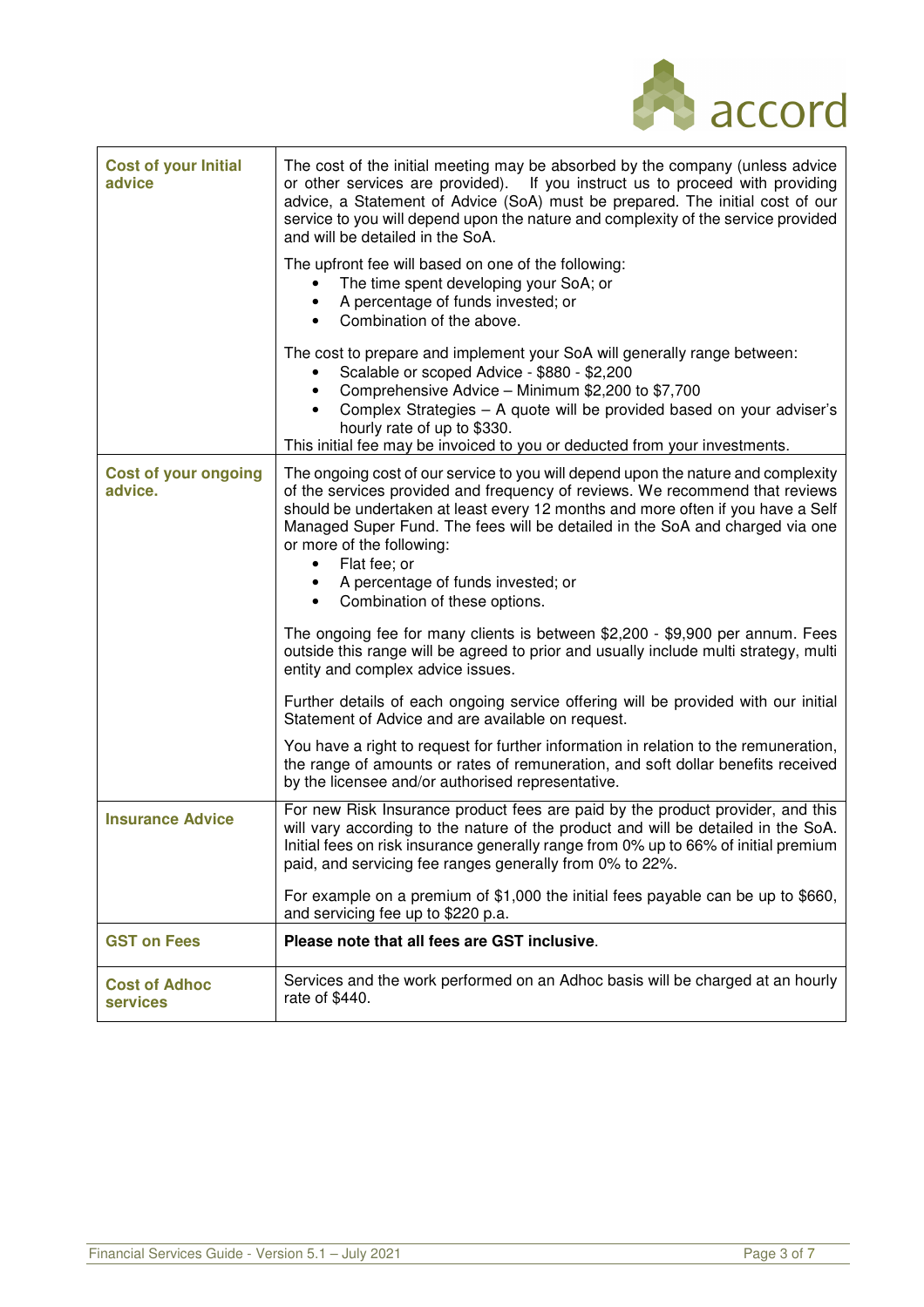| | |
|---|---|
| **Cost of your Initial advice** | The cost of the initial meeting may be absorbed by the company (unless advice or other services are provided). If you instruct us to proceed with providing advice, a Statement of Advice (SoA) must be prepared. The initial cost of our service to you will depend upon the nature and complexity of the service provided and will be detailed in the SoA.<br><br>The upfront fee will based on one of the following:<br>• The time spent developing your SoA; or<br>• A percentage of funds invested; or<br>• Combination of the above.<br><br>The cost to prepare and implement your SoA will generally range between:<br>• Scalable or scoped Advice - $880 - $2,200<br>• Comprehensive Advice – Minimum $2,200 to $7,700<br>• Complex Strategies – A quote will be provided based on your adviser's hourly rate of up to $330.<br>This initial fee may be invoiced to you or deducted from your investments. |
| **Cost of your ongoing advice.** | The ongoing cost of our service to you will depend upon the nature and complexity of the services provided and frequency of reviews. We recommend that reviews should be undertaken at least every 12 months and more often if you have a Self Managed Super Fund. The fees will be detailed in the SoA and charged via one or more of the following:<br>• Flat fee; or<br>• A percentage of funds invested; or<br>• Combination of these options.<br><br>The ongoing fee for many clients is between $2,200 - $9,900 per annum. Fees outside this range will be agreed to prior and usually include multi strategy, multi entity and complex advice issues.<br><br>Further details of each ongoing service offering will be provided with our initial Statement of Advice and are available on request.<br><br>You have a right to request for further information in relation to the remuneration, the range of amounts or rates of remuneration, and soft dollar benefits received by the licensee and/or authorised representative. |
| **Insurance Advice** | For new Risk Insurance product fees are paid by the product provider, and this will vary according to the nature of the product and will be detailed in the SoA. Initial fees on risk insurance generally range from 0% up to 66% of initial premium paid, and servicing fee ranges generally from 0% to 22%.<br><br>For example on a premium of $1,000 the initial fees payable can be up to $660, and servicing fee up to $220 p.a. |
| **GST on Fees** | **Please note that all fees are GST inclusive**. |
| **Cost of Adhoc services** | Services and the work performed on an Adhoc basis will be charged at an hourly rate of $440. |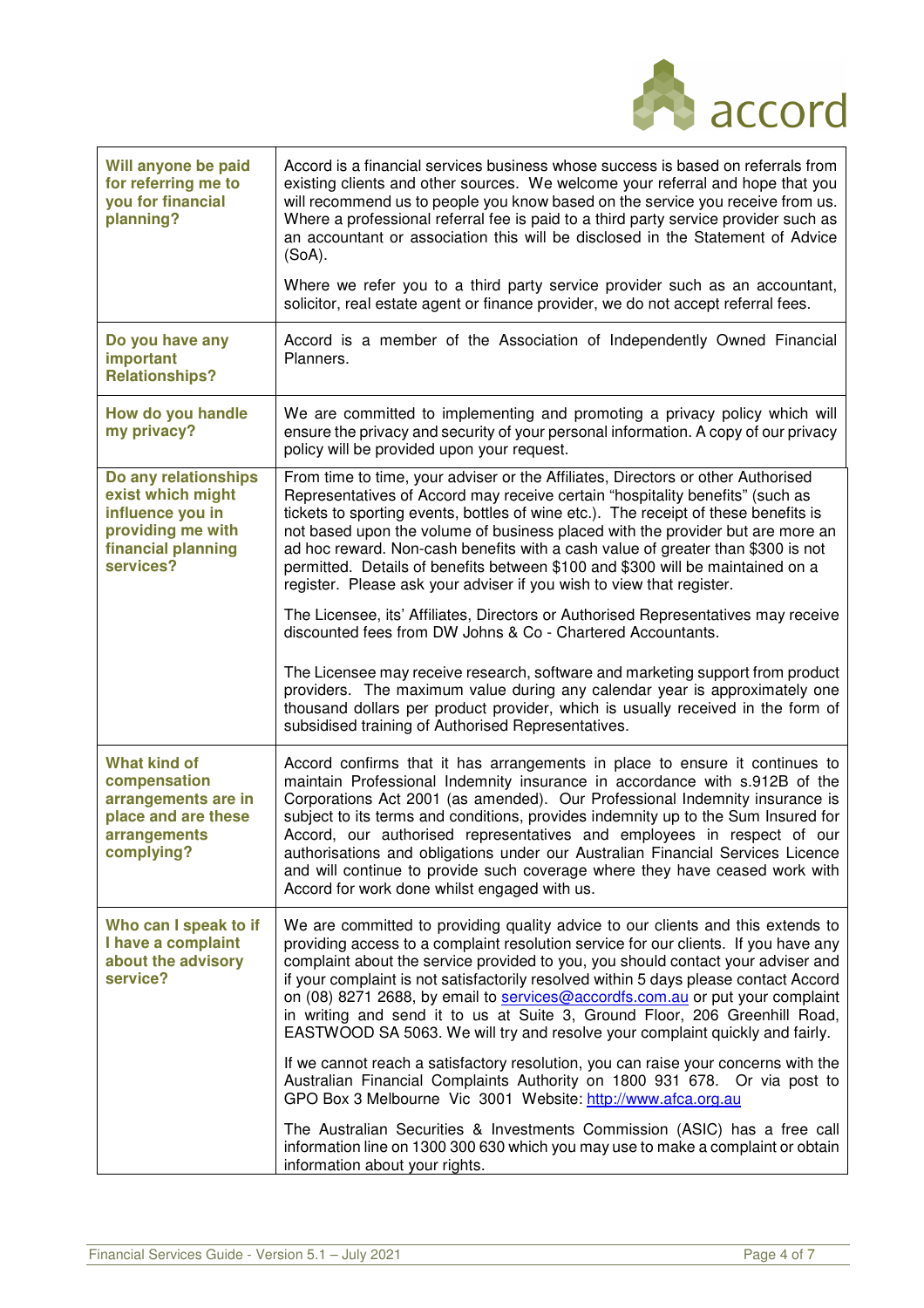| Will anyone be paid for referring me to you for financial planning? | Accord is a financial services business whose success is based on referrals from existing clients and other sources. We welcome your referral and hope that you will recommend us to people you know based on the service you receive from us. Where a professional referral fee is paid to a third party service provider such as an accountant or association this will be disclosed in the Statement of Advice (SoA).<br><br>Where we refer you to a third party service provider such as an accountant, solicitor, real estate agent or finance provider, we do not accept referral fees. |
|---|---|
| **Do you have any important Relationships?** | Accord is a member of the Association of Independently Owned Financial Planners. |
| **How do you handle my privacy?** | We are committed to implementing and promoting a privacy policy which will ensure the privacy and security of your personal information. A copy of our privacy policy will be provided upon your request. |
| **Do any relationships exist which might influence you in providing me with financial planning services?** | From time to time, your adviser or the Affiliates, Directors or other Authorised Representatives of Accord may receive certain "hospitality benefits" (such as tickets to sporting events, bottles of wine etc.). The receipt of these benefits is not based upon the volume of business placed with the provider but are more an ad hoc reward. Non-cash benefits with a cash value of greater than $300 is not permitted. Details of benefits between $100 and $300 will be maintained on a register. Please ask your adviser if you wish to view that register.<br><br>The Licensee, its' Affiliates, Directors or Authorised Representatives may receive discounted fees from DW Johns & Co - Chartered Accountants.<br><br>The Licensee may receive research, software and marketing support from product providers. The maximum value during any calendar year is approximately one thousand dollars per product provider, which is usually received in the form of subsidised training of Authorised Representatives. |
| **What kind of compensation arrangements are in place and are these arrangements complying?** | Accord confirms that it has arrangements in place to ensure it continues to maintain Professional Indemnity insurance in accordance with s.912B of the Corporations Act 2001 (as amended). Our Professional Indemnity insurance is subject to its terms and conditions, provides indemnity up to the Sum Insured for Accord, our authorised representatives and employees in respect of our authorisations and obligations under our Australian Financial Services Licence and will continue to provide such coverage where they have ceased work with Accord for work done whilst engaged with us. |
| **Who can I speak to if I have a complaint about the advisory service?** | We are committed to providing quality advice to our clients and this extends to providing access to a complaint resolution service for our clients. If you have any complaint about the service provided to you, you should contact your adviser and if your complaint is not satisfactorily resolved within 5 days please contact Accord on (08) 8271 2688, by email to services@accordfs.com.au or put your complaint in writing and send it to us at Suite 3, Ground Floor, 206 Greenhill Road, EASTWOOD SA 5063. We will try and resolve your complaint quickly and fairly.<br><br>If we cannot reach a satisfactory resolution, you can raise your concerns with the Australian Financial Complaints Authority on 1800 931 678. Or via post to GPO Box 3 Melbourne Vic 3001 Website: http://www.afca.org.au<br><br>The Australian Securities & Investments Commission (ASIC) has a free call information line on 1300 300 630 which you may use to make a complaint or obtain information about your rights. |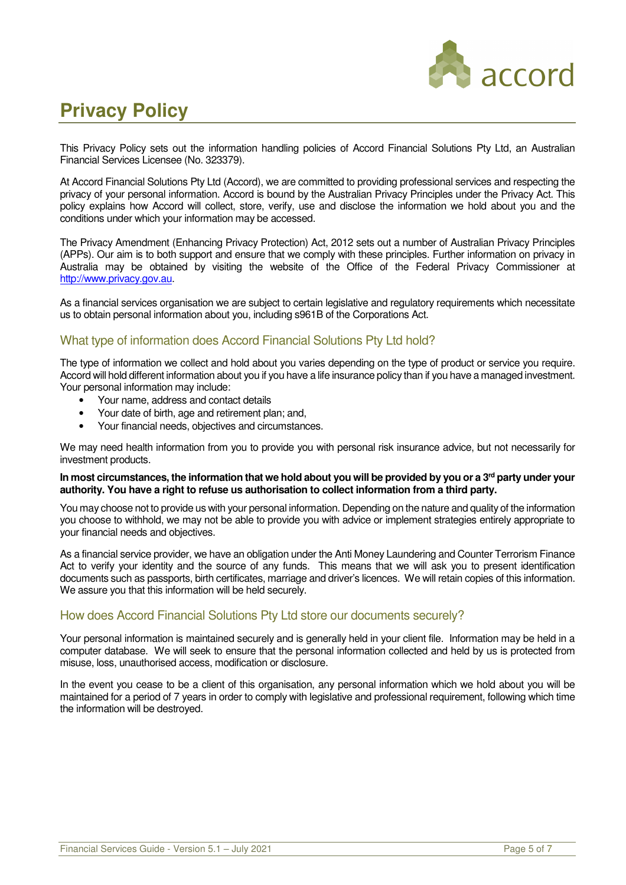# Privacy Policy

This Privacy Policy sets out the information handling policies of Accord Financial Solutions Pty Ltd, an Australian Financial Services Licensee (No. 323379).

At Accord Financial Solutions Pty Ltd (Accord), we are committed to providing professional services and respecting the privacy of your personal information. Accord is bound by the Australian Privacy Principles under the Privacy Act. This policy explains how Accord will collect, store, verify, use and disclose the information we hold about you and the conditions under which your information may be accessed.

The Privacy Amendment (Enhancing Privacy Protection) Act, 2012 sets out a number of Australian Privacy Principles (APPs). Our aim is to both support and ensure that we comply with these principles. Further information on privacy in Australia may be obtained by visiting the website of the Office of the Federal Privacy Commissioner at http://www.privacy.gov.au.

As a financial services organisation we are subject to certain legislative and regulatory requirements which necessitate us to obtain personal information about you, including s961B of the Corporations Act.

## What type of information does Accord Financial Solutions Pty Ltd hold?

The type of information we collect and hold about you varies depending on the type of product or service you require. Accord will hold different information about you if you have a life insurance policy than if you have a managed investment. Your personal information may include:

- Your name, address and contact details
- Your date of birth, age and retirement plan; and,
- Your financial needs, objectives and circumstances.

We may need health information from you to provide you with personal risk insurance advice, but not necessarily for investment products.

**In most circumstances, the information that we hold about you will be provided by you or a 3rd party under your authority. You have a right to refuse us authorisation to collect information from a third party.**

You may choose not to provide us with your personal information. Depending on the nature and quality of the information you choose to withhold, we may not be able to provide you with advice or implement strategies entirely appropriate to your financial needs and objectives.

As a financial service provider, we have an obligation under the Anti Money Laundering and Counter Terrorism Finance Act to verify your identity and the source of any funds. This means that we will ask you to present identification documents such as passports, birth certificates, marriage and driver's licences. We will retain copies of this information. We assure you that this information will be held securely.

## How does Accord Financial Solutions Pty Ltd store our documents securely?

Your personal information is maintained securely and is generally held in your client file. Information may be held in a computer database. We will seek to ensure that the personal information collected and held by us is protected from misuse, loss, unauthorised access, modification or disclosure.

In the event you cease to be a client of this organisation, any personal information which we hold about you will be maintained for a period of 7 years in order to comply with legislative and professional requirement, following which time the information will be destroyed.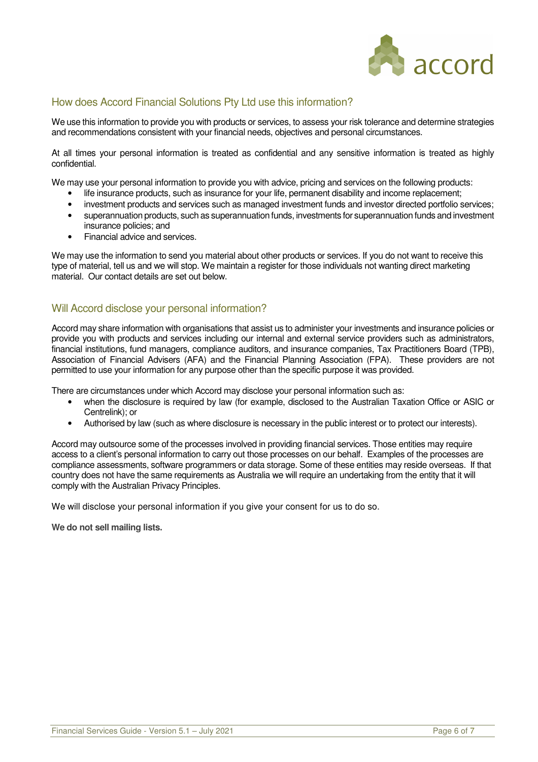## How does Accord Financial Solutions Pty Ltd use this information?

We use this information to provide you with products or services, to assess your risk tolerance and determine strategies and recommendations consistent with your financial needs, objectives and personal circumstances.

At all times your personal information is treated as confidential and any sensitive information is treated as highly confidential.

We may use your personal information to provide you with advice, pricing and services on the following products:

- life insurance products, such as insurance for your life, permanent disability and income replacement;
- investment products and services such as managed investment funds and investor directed portfolio services;
- superannuation products, such as superannuation funds, investments for superannuation funds and investment insurance policies; and
- Financial advice and services.

We may use the information to send you material about other products or services. If you do not want to receive this type of material, tell us and we will stop. We maintain a register for those individuals not wanting direct marketing material. Our contact details are set out below.

## Will Accord disclose your personal information?

Accord may share information with organisations that assist us to administer your investments and insurance policies or provide you with products and services including our internal and external service providers such as administrators, financial institutions, fund managers, compliance auditors, and insurance companies, Tax Practitioners Board (TPB), Association of Financial Advisers (AFA) and the Financial Planning Association (FPA). These providers are not permitted to use your information for any purpose other than the specific purpose it was provided.

There are circumstances under which Accord may disclose your personal information such as:

- when the disclosure is required by law (for example, disclosed to the Australian Taxation Office or ASIC or Centrelink); or
- Authorised by law (such as where disclosure is necessary in the public interest or to protect our interests).

Accord may outsource some of the processes involved in providing financial services. Those entities may require access to a client's personal information to carry out those processes on our behalf. Examples of the processes are compliance assessments, software programmers or data storage. Some of these entities may reside overseas. If that country does not have the same requirements as Australia we will require an undertaking from the entity that it will comply with the Australian Privacy Principles.

We will disclose your personal information if you give your consent for us to do so.

**We do not sell mailing lists.**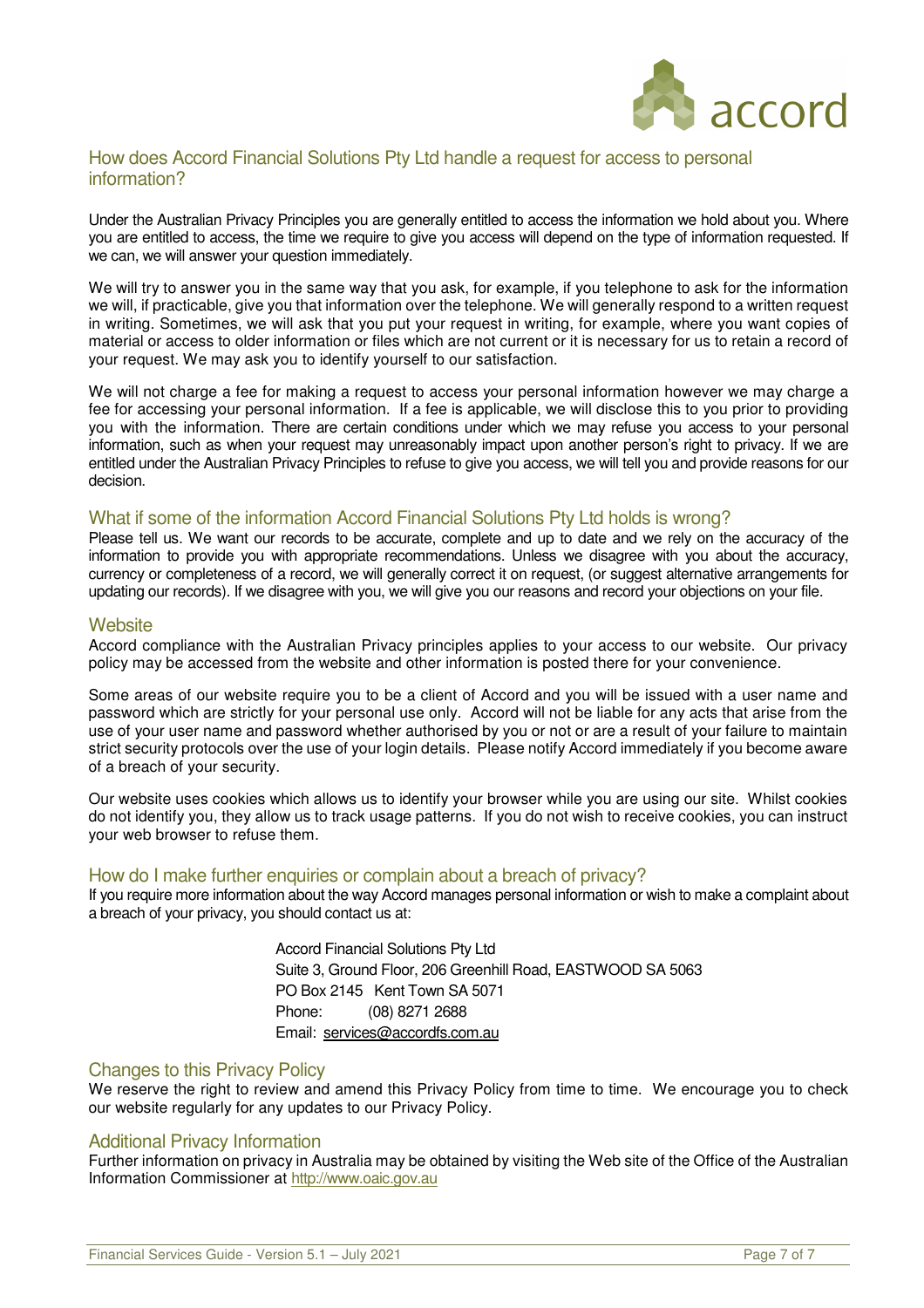## How does Accord Financial Solutions Pty Ltd handle a request for access to personal information?

Under the Australian Privacy Principles you are generally entitled to access the information we hold about you. Where you are entitled to access, the time we require to give you access will depend on the type of information requested. If we can, we will answer your question immediately.

We will try to answer you in the same way that you ask, for example, if you telephone to ask for the information we will, if practicable, give you that information over the telephone. We will generally respond to a written request in writing. Sometimes, we will ask that you put your request in writing, for example, where you want copies of material or access to older information or files which are not current or it is necessary for us to retain a record of your request. We may ask you to identify yourself to our satisfaction.

We will not charge a fee for making a request to access your personal information however we may charge a fee for accessing your personal information. If a fee is applicable, we will disclose this to you prior to providing you with the information. There are certain conditions under which we may refuse you access to your personal information, such as when your request may unreasonably impact upon another person's right to privacy. If we are entitled under the Australian Privacy Principles to refuse to give you access, we will tell you and provide reasons for our decision.

## What if some of the information Accord Financial Solutions Pty Ltd holds is wrong?

Please tell us. We want our records to be accurate, complete and up to date and we rely on the accuracy of the information to provide you with appropriate recommendations. Unless we disagree with you about the accuracy, currency or completeness of a record, we will generally correct it on request, (or suggest alternative arrangements for updating our records). If we disagree with you, we will give you our reasons and record your objections on your file.

## Website

Accord compliance with the Australian Privacy principles applies to your access to our website. Our privacy policy may be accessed from the website and other information is posted there for your convenience.

Some areas of our website require you to be a client of Accord and you will be issued with a user name and password which are strictly for your personal use only. Accord will not be liable for any acts that arise from the use of your user name and password whether authorised by you or not or are a result of your failure to maintain strict security protocols over the use of your login details. Please notify Accord immediately if you become aware of a breach of your security.

Our website uses cookies which allows us to identify your browser while you are using our site. Whilst cookies do not identify you, they allow us to track usage patterns. If you do not wish to receive cookies, you can instruct your web browser to refuse them.

## How do I make further enquiries or complain about a breach of privacy?

If you require more information about the way Accord manages personal information or wish to make a complaint about a breach of your privacy, you should contact us at:

Accord Financial Solutions Pty Ltd
Suite 3, Ground Floor, 206 Greenhill Road, EASTWOOD SA 5063
PO Box 2145 Kent Town SA 5071
Phone: (08) 8271 2688
Email: services@accordfs.com.au

## Changes to this Privacy Policy

We reserve the right to review and amend this Privacy Policy from time to time. We encourage you to check our website regularly for any updates to our Privacy Policy.

## Additional Privacy Information

Further information on privacy in Australia may be obtained by visiting the Web site of the Office of the Australian Information Commissioner at http://www.oaic.gov.au